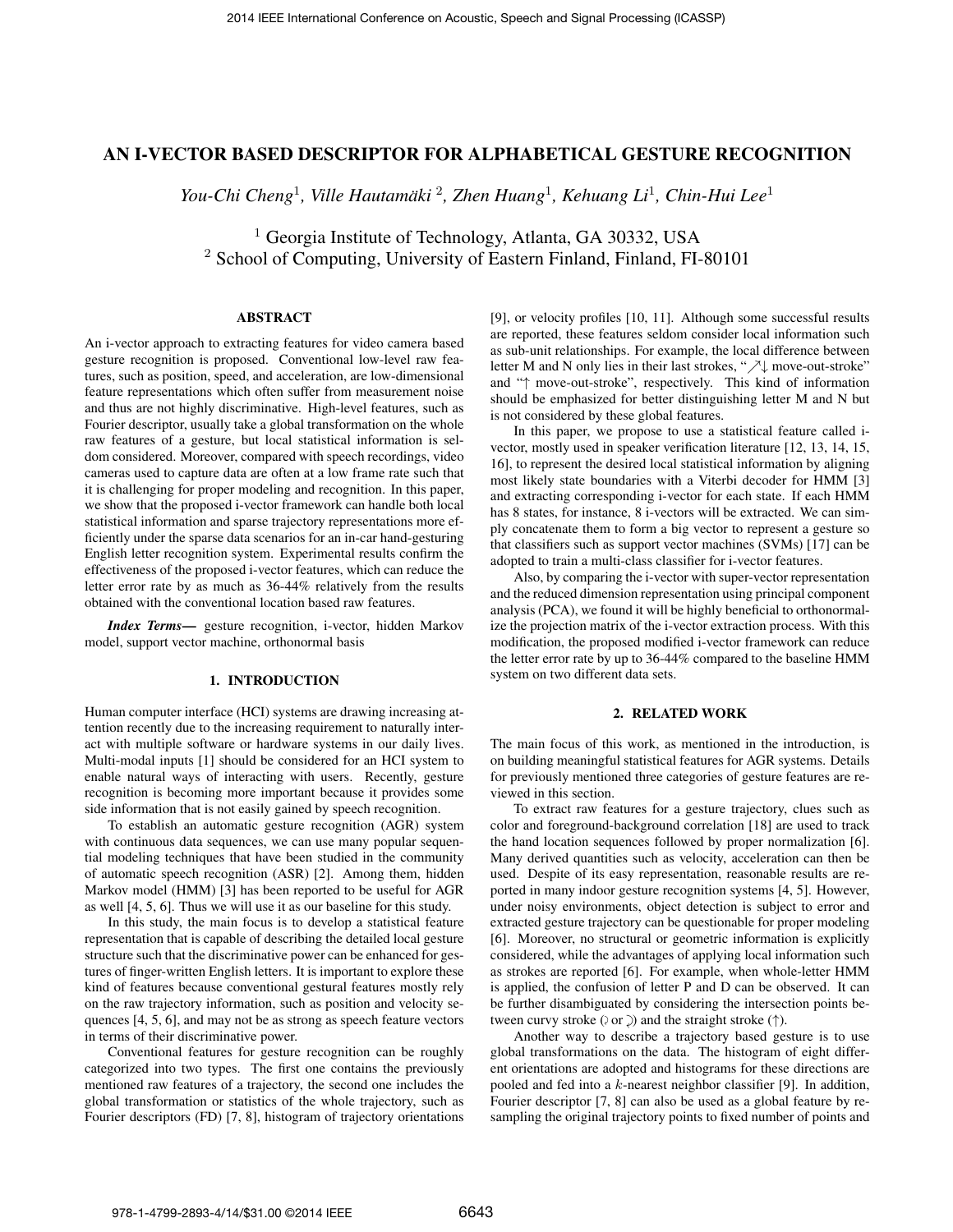# AN I-VECTOR BASED DESCRIPTOR FOR ALPHABETICAL GESTURE RECOGNITION

*You-Chi Cheng*[1], *Ville Hautamäki*[2], *Zhen Huang*[1], *Kehuang Li*[1], *Chin-Hui Lee*[1]

[1] Georgia Institute of Technology, Atlanta, GA 30332, USA
[2] School of Computing, University of Eastern Finland, Finland, FI-80101

## ABSTRACT

An i-vector approach to extracting features for video camera based gesture recognition is proposed. Conventional low-level raw features, such as position, speed, and acceleration, are low-dimensional feature representations which often suffer from measurement noise and thus are not highly discriminative. High-level features, such as Fourier descriptor, usually take a global transformation on the whole raw features of a gesture, but local statistical information is seldom considered. Moreover, compared with speech recordings, video cameras used to capture data are often at a low frame rate such that it is challenging for proper modeling and recognition. In this paper, we show that the proposed i-vector framework can handle both local statistical information and sparse trajectory representations more efficiently under the sparse data scenarios for an in-car hand-gesturing English letter recognition system. Experimental results confirm the effectiveness of the proposed i-vector features, which can reduce the letter error rate by as much as 36-44% relatively from the results obtained with the conventional location based raw features.

***Index Terms***— gesture recognition, i-vector, hidden Markov model, support vector machine, orthonormal basis

## 1. INTRODUCTION

Human computer interface (HCI) systems are drawing increasing attention recently due to the increasing requirement to naturally interact with multiple software or hardware systems in our daily lives. Multi-modal inputs [1] should be considered for an HCI system to enable natural ways of interacting with users. Recently, gesture recognition is becoming more important because it provides some side information that is not easily gained by speech recognition.

To establish an automatic gesture recognition (AGR) system with continuous data sequences, we can use many popular sequential modeling techniques that have been studied in the community of automatic speech recognition (ASR) [2]. Among them, hidden Markov model (HMM) [3] has been reported to be useful for AGR as well [4, 5, 6]. Thus we will use it as our baseline for this study.

In this study, the main focus is to develop a statistical feature representation that is capable of describing the detailed local gesture structure such that the discriminative power can be enhanced for gestures of finger-written English letters. It is important to explore these kind of features because conventional gestural features mostly rely on the raw trajectory information, such as position and velocity sequences [4, 5, 6], and may not be as strong as speech feature vectors in terms of their discriminative power.

Conventional features for gesture recognition can be roughly categorized into two types. The first one contains the previously mentioned raw features of a trajectory, the second one includes the global transformation or statistics of the whole trajectory, such as Fourier descriptors (FD) [7, 8], histogram of trajectory orientations [9], or velocity profiles [10, 11]. Although some successful results are reported, these features seldom consider local information such as sub-unit relationships. For example, the local difference between letter M and N only lies in their last strokes, "↗↓ move-out-stroke" and "↑ move-out-stroke", respectively. This kind of information should be emphasized for better distinguishing letter M and N but is not considered by these global features.

In this paper, we propose to use a statistical feature called i-vector, mostly used in speaker verification literature [12, 13, 14, 15, 16], to represent the desired local statistical information by aligning most likely state boundaries with a Viterbi decoder for HMM [3] and extracting corresponding i-vector for each state. If each HMM has 8 states, for instance, 8 i-vectors will be extracted. We can simply concatenate them to form a big vector to represent a gesture so that classifiers such as support vector machines (SVMs) [17] can be adopted to train a multi-class classifier for i-vector features.

Also, by comparing the i-vector with super-vector representation and the reduced dimension representation using principal component analysis (PCA), we found it will be highly beneficial to orthonormalize the projection matrix of the i-vector extraction process. With this modification, the proposed modified i-vector framework can reduce the letter error rate by up to 36-44% compared to the baseline HMM system on two different data sets.

## 2. RELATED WORK

The main focus of this work, as mentioned in the introduction, is on building meaningful statistical features for AGR systems. Details for previously mentioned three categories of gesture features are reviewed in this section.

To extract raw features for a gesture trajectory, clues such as color and foreground-background correlation [18] are used to track the hand location sequences followed by proper normalization [6]. Many derived quantities such as velocity, acceleration can then be used. Despite of its easy representation, reasonable results are reported in many indoor gesture recognition systems [4, 5]. However, under noisy environments, object detection is subject to error and extracted gesture trajectory can be questionable for proper modeling [6]. Moreover, no structural or geometric information is explicitly considered, while the advantages of applying local information such as strokes are reported [6]. For example, when whole-letter HMM is applied, the confusion of letter P and D can be observed. It can be further disambiguated by considering the intersection points between curvy stroke (≀ or ⤸) and the straight stroke (↑).

Another way to describe a trajectory based gesture is to use global transformations on the data. The histogram of eight different orientations are adopted and histograms for these directions are pooled and fed into a $k$-nearest neighbor classifier [9]. In addition, Fourier descriptor [7, 8] can also be used as a global feature by re-sampling the original trajectory points to fixed number of points and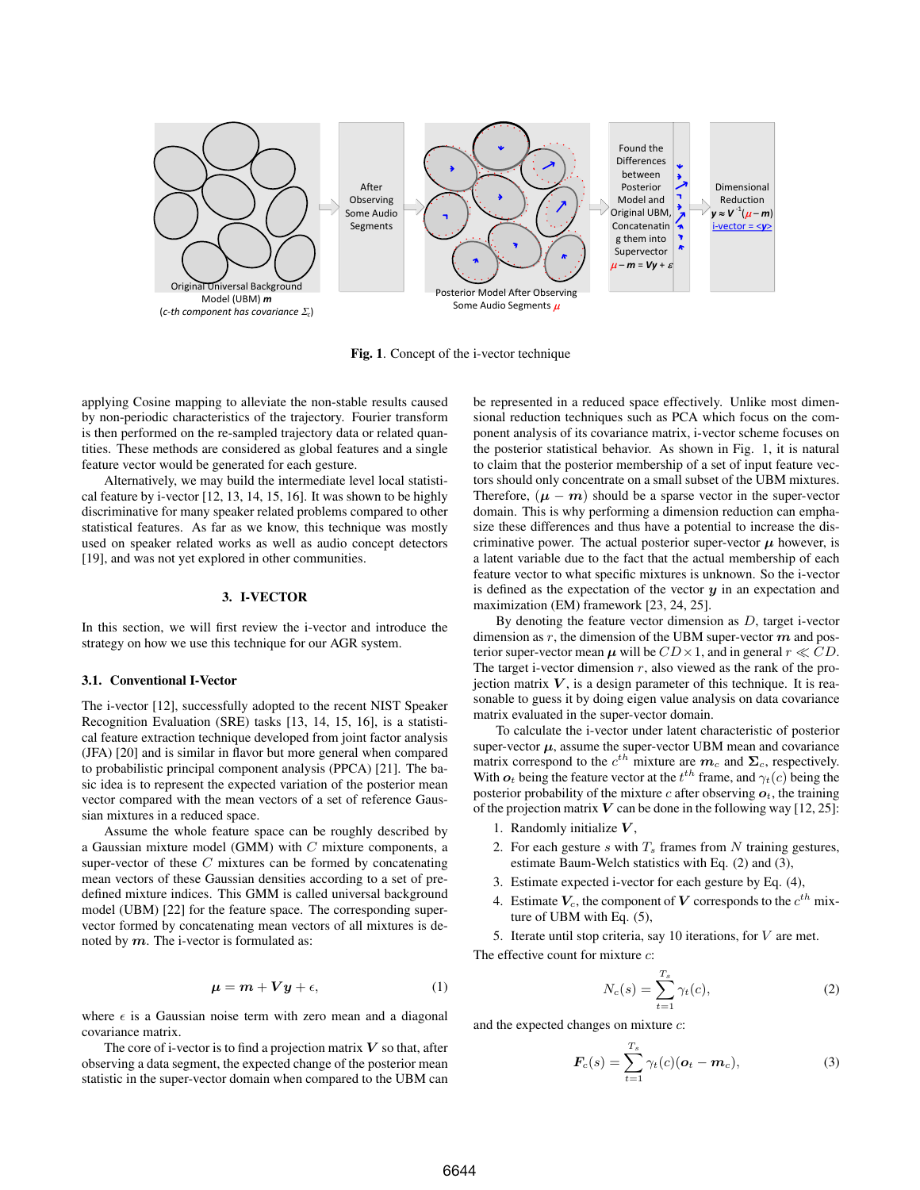Fig. 1. Concept of the i-vector technique

applying Cosine mapping to alleviate the non-stable results caused by non-periodic characteristics of the trajectory. Fourier transform is then performed on the re-sampled trajectory data or related quantities. These methods are considered as global features and a single feature vector would be generated for each gesture.

Alternatively, we may build the intermediate level local statistical feature by i-vector [12, 13, 14, 15, 16]. It was shown to be highly discriminative for many speaker related problems compared to other statistical features. As far as we know, this technique was mostly used on speaker related works as well as audio concept detectors [19], and was not yet explored in other communities.

## 3. I-VECTOR

In this section, we will first review the i-vector and introduce the strategy on how we use this technique for our AGR system.

### 3.1. Conventional I-Vector

The i-vector [12], successfully adopted to the recent NIST Speaker Recognition Evaluation (SRE) tasks [13, 14, 15, 16], is a statistical feature extraction technique developed from joint factor analysis (JFA) [20] and is similar in flavor but more general when compared to probabilistic principal component analysis (PPCA) [21]. The basic idea is to represent the expected variation of the posterior mean vector compared with the mean vectors of a set of reference Gaussian mixtures in a reduced space.

Assume the whole feature space can be roughly described by a Gaussian mixture model (GMM) with $C$ mixture components, a super-vector of these $C$ mixtures can be formed by concatenating mean vectors of these Gaussian densities according to a set of pre-defined mixture indices. This GMM is called universal background model (UBM) [22] for the feature space. The corresponding super-vector formed by concatenating mean vectors of all mixtures is denoted by $\boldsymbol{m}$. The i-vector is formulated as:

$$\boldsymbol{\mu} = \boldsymbol{m} + \boldsymbol{V}\boldsymbol{y} + \epsilon, \quad (1)$$

where $\epsilon$ is a Gaussian noise term with zero mean and a diagonal covariance matrix.

The core of i-vector is to find a projection matrix $\boldsymbol{V}$ so that, after observing a data segment, the expected change of the posterior mean statistic in the super-vector domain when compared to the UBM can be represented in a reduced space effectively. Unlike most dimensional reduction techniques such as PCA which focus on the component analysis of its covariance matrix, i-vector scheme focuses on the posterior statistical behavior. As shown in Fig. 1, it is natural to claim that the posterior membership of a set of input feature vectors should only concentrate on a small subset of the UBM mixtures. Therefore, $(\boldsymbol{\mu} - \boldsymbol{m})$ should be a sparse vector in the super-vector domain. This is why performing a dimension reduction can emphasize these differences and thus have a potential to increase the discriminative power. The actual posterior super-vector $\boldsymbol{\mu}$ however, is a latent variable due to the fact that the actual membership of each feature vector to what specific mixtures is unknown. So the i-vector is defined as the expectation of the vector $\boldsymbol{y}$ in an expectation and maximization (EM) framework [23, 24, 25].

By denoting the feature vector dimension as $D$, target i-vector dimension as $r$, the dimension of the UBM super-vector $\boldsymbol{m}$ and posterior super-vector mean $\boldsymbol{\mu}$ will be $CD \times 1$, and in general $r \ll CD$. The target i-vector dimension $r$, also viewed as the rank of the projection matrix $\boldsymbol{V}$, is a design parameter of this technique. It is reasonable to guess it by doing eigen value analysis on data covariance matrix evaluated in the super-vector domain.

To calculate the i-vector under latent characteristic of posterior super-vector $\boldsymbol{\mu}$, assume the super-vector UBM mean and covariance matrix correspond to the $c^{th}$ mixture are $\boldsymbol{m}_c$ and $\boldsymbol{\Sigma}_c$, respectively. With $\boldsymbol{o}_t$ being the feature vector at the $t^{th}$ frame, and $\gamma_t(c)$ being the posterior probability of the mixture $c$ after observing $\boldsymbol{o}_t$, the training of the projection matrix $\boldsymbol{V}$ can be done in the following way [12, 25]:

1. Randomly initialize $\boldsymbol{V}$,
2. For each gesture $s$ with $T_s$ frames from $N$ training gestures, estimate Baum-Welch statistics with Eq. (2) and (3),
3. Estimate expected i-vector for each gesture by Eq. (4),
4. Estimate $\boldsymbol{V}_c$, the component of $\boldsymbol{V}$ corresponds to the $c^{th}$ mixture of UBM with Eq. (5),
5. Iterate until stop criteria, say 10 iterations, for $V$ are met.

The effective count for mixture $c$:

$$N_c(s) = \sum_{t=1}^{T_s} \gamma_t(c), \quad (2)$$

and the expected changes on mixture $c$:

$$\boldsymbol{F}_c(s) = \sum_{t=1}^{T_s} \gamma_t(c)(\boldsymbol{o}_t - \boldsymbol{m}_c), \quad (3)$$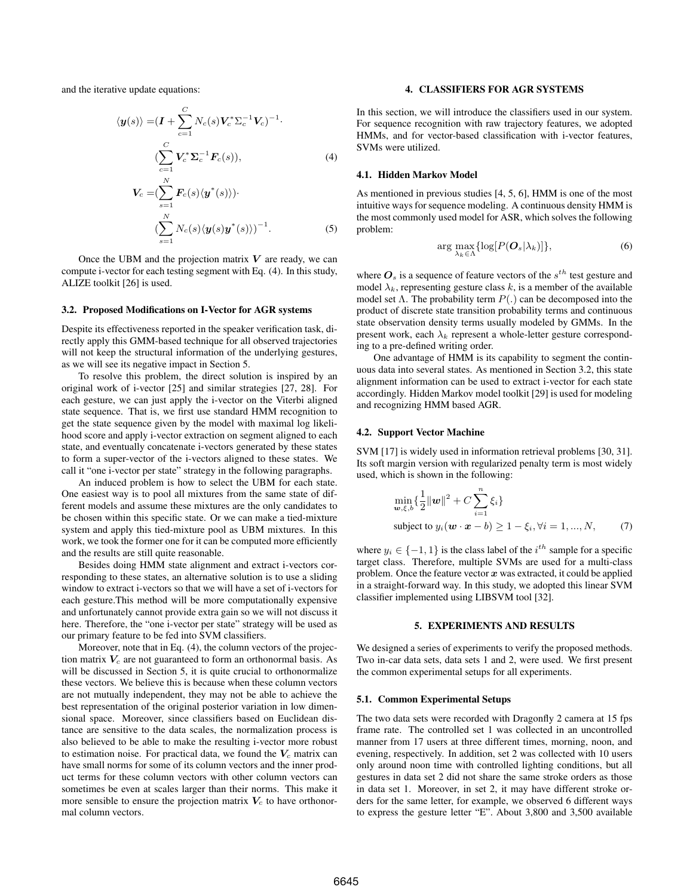and the iterative update equations:

$$
\begin{aligned}
\langle \boldsymbol{y}(s) \rangle =& (\boldsymbol{I} + \sum_{c=1}^{C} N_c(s) \boldsymbol{V}_c^* \Sigma_c^{-1} \boldsymbol{V}_c)^{-1} \cdot \\
& (\sum_{c=1}^{C} \boldsymbol{V}_c^* \boldsymbol{\Sigma}_c^{-1} \boldsymbol{F}_c(s)), \qquad (4) \\
\boldsymbol{V}_c =& (\sum_{s=1}^{N} \boldsymbol{F}_c(s) \langle \boldsymbol{y}^*(s) \rangle) \cdot \\
& (\sum_{s=1}^{N} N_c(s) \langle \boldsymbol{y}(s) \boldsymbol{y}^*(s) \rangle)^{-1}. \qquad (5)
\end{aligned}
$$

Once the UBM and the projection matrix $\boldsymbol{V}$ are ready, we can compute i-vector for each testing segment with Eq. (4). In this study, ALIZE toolkit [26] is used.

### 3.2. Proposed Modifications on I-Vector for AGR systems

Despite its effectiveness reported in the speaker verification task, directly apply this GMM-based technique for all observed trajectories will not keep the structural information of the underlying gestures, as we will see its negative impact in Section 5.

To resolve this problem, the direct solution is inspired by an original work of i-vector [25] and similar strategies [27, 28]. For each gesture, we can just apply the i-vector on the Viterbi aligned state sequence. That is, we first use standard HMM recognition to get the state sequence given by the model with maximal log likelihood score and apply i-vector extraction on segment aligned to each state, and eventually concatenate i-vectors generated by these states to form a super-vector of the i-vectors aligned to these states. We call it "one i-vector per state" strategy in the following paragraphs.

An induced problem is how to select the UBM for each state. One easiest way is to pool all mixtures from the same state of different models and assume these mixtures are the only candidates to be chosen within this specific state. Or we can make a tied-mixture system and apply this tied-mixture pool as UBM mixtures. In this work, we took the former one for it can be computed more efficiently and the results are still quite reasonable.

Besides doing HMM state alignment and extract i-vectors corresponding to these states, an alternative solution is to use a sliding window to extract i-vectors so that we will have a set of i-vectors for each gesture.This method will be more computationally expensive and unfortunately cannot provide extra gain so we will not discuss it here. Therefore, the "one i-vector per state" strategy will be used as our primary feature to be fed into SVM classifiers.

Moreover, note that in Eq. (4), the column vectors of the projection matrix $\boldsymbol{V}_c$ are not guaranteed to form an orthonormal basis. As will be discussed in Section 5, it is quite crucial to orthonormalize these vectors. We believe this is because when these column vectors are not mutually independent, they may not be able to achieve the best representation of the original posterior variation in low dimensional space. Moreover, since classifiers based on Euclidean distance are sensitive to the data scales, the normalization process is also believed to be able to make the resulting i-vector more robust to estimation noise. For practical data, we found the $\boldsymbol{V}_c$ matrix can have small norms for some of its column vectors and the inner product terms for these column vectors with other column vectors can sometimes be even at scales larger than their norms. This make it more sensible to ensure the projection matrix $\boldsymbol{V}_c$ to have orthonormal column vectors.

## 4. CLASSIFIERS FOR AGR SYSTEMS

In this section, we will introduce the classifiers used in our system. For sequence recognition with raw trajectory features, we adopted HMMs, and for vector-based classification with i-vector features, SVMs were utilized.

### 4.1. Hidden Markov Model

As mentioned in previous studies [4, 5, 6], HMM is one of the most intuitive ways for sequence modeling. A continuous density HMM is the most commonly used model for ASR, which solves the following problem:

$$
\arg \max_{\lambda_k \in \Lambda} \{ \log[P(\boldsymbol{O}_s | \lambda_k)] \}, \qquad (6)
$$

where $\boldsymbol{O}_s$ is a sequence of feature vectors of the $s^{th}$ test gesture and model $\lambda_k$, representing gesture class $k$, is a member of the available model set $\Lambda$. The probability term $P(.)$ can be decomposed into the product of discrete state transition probability terms and continuous state observation density terms usually modeled by GMMs. In the present work, each $\lambda_k$ represent a whole-letter gesture corresponding to a pre-defined writing order.

One advantage of HMM is its capability to segment the continuous data into several states. As mentioned in Section 3.2, this state alignment information can be used to extract i-vector for each state accordingly. Hidden Markov model toolkit [29] is used for modeling and recognizing HMM based AGR.

### 4.2. Support Vector Machine

SVM [17] is widely used in information retrieval problems [30, 31]. Its soft margin version with regularized penalty term is most widely used, which is shown in the following:

$$
\begin{aligned}
& \min_{\boldsymbol{w}, \xi, b} \{ \frac{1}{2} \|\boldsymbol{w}\|^2 + C \sum_{i=1}^{n} \xi_i \} \\
& \text{subject to } y_i(\boldsymbol{w} \cdot \boldsymbol{x} - b) \geq 1 - \xi_i, \forall i = 1, ..., N, \qquad (7)
\end{aligned}
$$

where $y_i \in \{-1, 1\}$ is the class label of the $i^{th}$ sample for a specific target class. Therefore, multiple SVMs are used for a multi-class problem. Once the feature vector $\boldsymbol{x}$ was extracted, it could be applied in a straight-forward way. In this study, we adopted this linear SVM classifier implemented using LIBSVM tool [32].

## 5. EXPERIMENTS AND RESULTS

We designed a series of experiments to verify the proposed methods. Two in-car data sets, data sets 1 and 2, were used. We first present the common experimental setups for all experiments.

### 5.1. Common Experimental Setups

The two data sets were recorded with Dragonfly 2 camera at 15 fps frame rate. The controlled set 1 was collected in an uncontrolled manner from 17 users at three different times, morning, noon, and evening, respectively. In addition, set 2 was collected with 10 users only around noon time with controlled lighting conditions, but all gestures in data set 2 did not share the same stroke orders as those in data set 1. Moreover, in set 2, it may have different stroke orders for the same letter, for example, we observed 6 different ways to express the gesture letter "E". About 3,800 and 3,500 available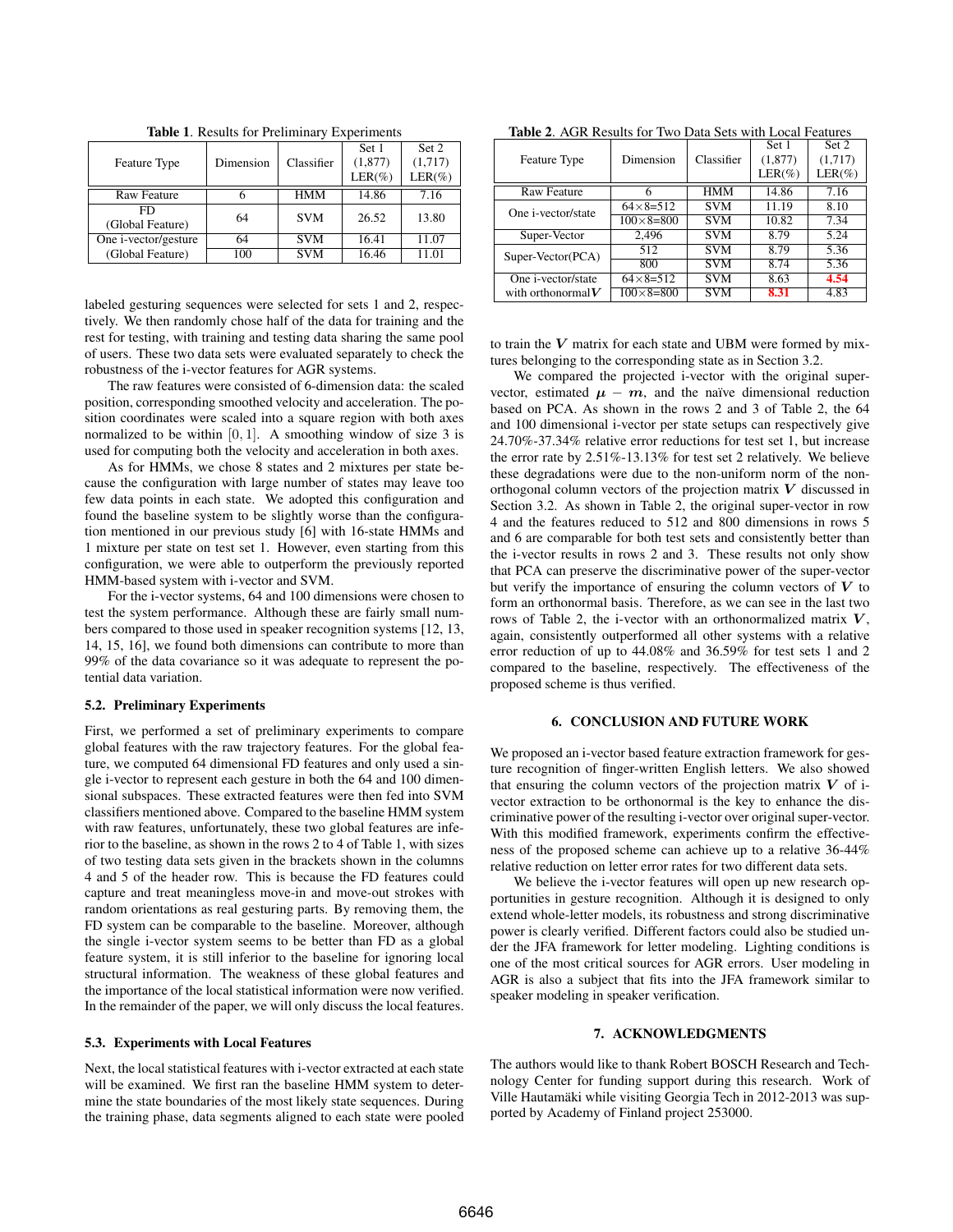**Table 1.** Results for Preliminary Experiments

| Feature Type | Dimension | Classifier | Set 1 (1,877) LER(%) | Set 2 (1,717) LER(%) |
|---|---|---|---|---|
| Raw Feature | 6 | HMM | 14.86 | 7.16 |
| FD (Global Feature) | 64 | SVM | 26.52 | 13.80 |
| One i-vector/gesture (Global Feature) | 64 | SVM | 16.41 | 11.07 |
| | 100 | SVM | 16.46 | 11.01 |

labeled gesturing sequences were selected for sets 1 and 2, respectively. We then randomly chose half of the data for training and the rest for testing, with training and testing data sharing the same pool of users. These two data sets were evaluated separately to check the robustness of the i-vector features for AGR systems.

The raw features were consisted of 6-dimension data: the scaled position, corresponding smoothed velocity and acceleration. The position coordinates were scaled into a square region with both axes normalized to be within $[0, 1]$. A smoothing window of size 3 is used for computing both the velocity and acceleration in both axes.

As for HMMs, we chose 8 states and 2 mixtures per state because the configuration with large number of states may leave too few data points in each state. We adopted this configuration and found the baseline system to be slightly worse than the configuration mentioned in our previous study [6] with 16-state HMMs and 1 mixture per state on test set 1. However, even starting from this configuration, we were able to outperform the previously reported HMM-based system with i-vector and SVM.

For the i-vector systems, 64 and 100 dimensions were chosen to test the system performance. Although these are fairly small numbers compared to those used in speaker recognition systems [12, 13, 14, 15, 16], we found both dimensions can contribute to more than 99% of the data covariance so it was adequate to represent the potential data variation.

### 5.2. Preliminary Experiments

First, we performed a set of preliminary experiments to compare global features with the raw trajectory features. For the global feature, we computed 64 dimensional FD features and only used a single i-vector to represent each gesture in both the 64 and 100 dimensional subspaces. These extracted features were then fed into SVM classifiers mentioned above. Compared to the baseline HMM system with raw features, unfortunately, these two global features are inferior to the baseline, as shown in the rows 2 to 4 of Table 1, with sizes of two testing data sets given in the brackets shown in the columns 4 and 5 of the header row. This is because the FD features could capture and treat meaningless move-in and move-out strokes with random orientations as real gesturing parts. By removing them, the FD system can be comparable to the baseline. Moreover, although the single i-vector system seems to be better than FD as a global feature system, it is still inferior to the baseline for ignoring local structural information. The weakness of these global features and the importance of the local statistical information were now verified. In the remainder of the paper, we will only discuss the local features.

### 5.3. Experiments with Local Features

Next, the local statistical features with i-vector extracted at each state will be examined. We first ran the baseline HMM system to determine the state boundaries of the most likely state sequences. During the training phase, data segments aligned to each state were pooled to train the $\boldsymbol{V}$ matrix for each state and UBM were formed by mixtures belonging to the corresponding state as in Section 3.2.

**Table 2.** AGR Results for Two Data Sets with Local Features

| Feature Type | Dimension | Classifier | Set 1 (1,877) LER(%) | Set 2 (1,717) LER(%) |
|---|---|---|---|---|
| Raw Feature | 6 | HMM | 14.86 | 7.16 |
| One i-vector/state | $64\times8$=512 | SVM | 11.19 | 8.10 |
| | $100\times8$=800 | SVM | 10.82 | 7.34 |
| Super-Vector | 2,496 | SVM | 8.79 | 5.24 |
| Super-Vector(PCA) | 512 | SVM | 8.79 | 5.36 |
| | 800 | SVM | 8.74 | 5.36 |
| One i-vector/state with orthonormal $\boldsymbol{V}$ | $64\times8$=512 | SVM | 8.63 | **4.54** |
| | $100\times8$=800 | SVM | **8.31** | 4.83 |

We compared the projected i-vector with the original supervector, estimated $\boldsymbol{\mu} - \boldsymbol{m}$, and the naïve dimensional reduction based on PCA. As shown in the rows 2 and 3 of Table 2, the 64 and 100 dimensional i-vector per state setups can respectively give 24.70%-37.34% relative error reductions for test set 1, but increase the error rate by 2.51%-13.13% for test set 2 relatively. We believe these degradations were due to the non-uniform norm of the non-orthogonal column vectors of the projection matrix $\boldsymbol{V}$ discussed in Section 3.2. As shown in Table 2, the original super-vector in row 4 and the features reduced to 512 and 800 dimensions in rows 5 and 6 are comparable for both test sets and consistently better than the i-vector results in rows 2 and 3. These results not only show that PCA can preserve the discriminative power of the super-vector but verify the importance of ensuring the column vectors of $\boldsymbol{V}$ to form an orthonormal basis. Therefore, as we can see in the last two rows of Table 2, the i-vector with an orthonormalized matrix $\boldsymbol{V}$, again, consistently outperformed all other systems with a relative error reduction of up to 44.08% and 36.59% for test sets 1 and 2 compared to the baseline, respectively. The effectiveness of the proposed scheme is thus verified.

## 6. CONCLUSION AND FUTURE WORK

We proposed an i-vector based feature extraction framework for gesture recognition of finger-written English letters. We also showed that ensuring the column vectors of the projection matrix $\boldsymbol{V}$ of i-vector extraction to be orthonormal is the key to enhance the discriminative power of the resulting i-vector over original super-vector. With this modified framework, experiments confirm the effectiveness of the proposed scheme can achieve up to a relative 36-44% relative reduction on letter error rates for two different data sets.

We believe the i-vector features will open up new research opportunities in gesture recognition. Although it is designed to only extend whole-letter models, its robustness and strong discriminative power is clearly verified. Different factors could also be studied under the JFA framework for letter modeling. Lighting conditions is one of the most critical sources for AGR errors. User modeling in AGR is also a subject that fits into the JFA framework similar to speaker modeling in speaker verification.

## 7. ACKNOWLEDGMENTS

The authors would like to thank Robert BOSCH Research and Technology Center for funding support during this research. Work of Ville Hautamäki while visiting Georgia Tech in 2012-2013 was supported by Academy of Finland project 253000.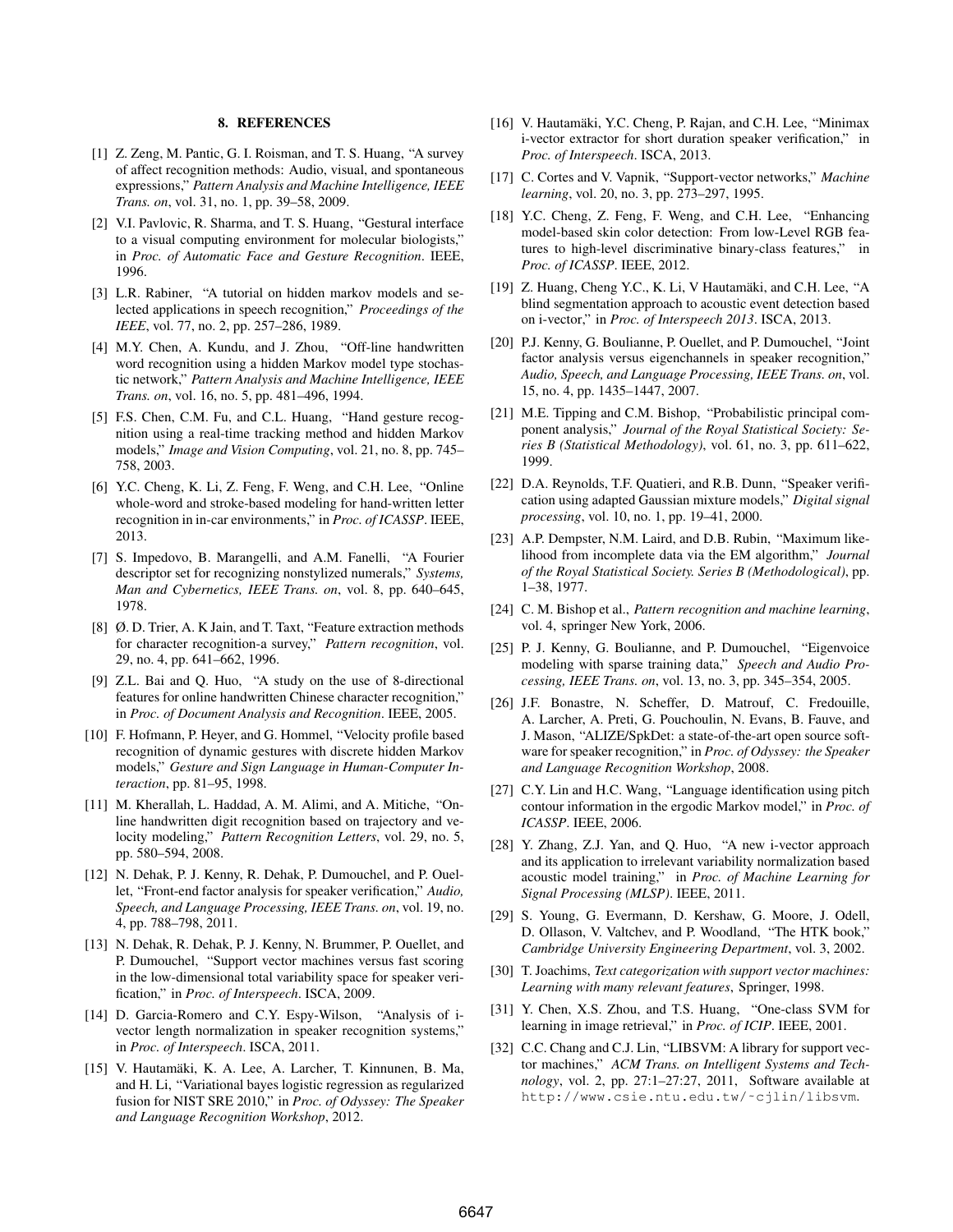## 8. REFERENCES

[1] Z. Zeng, M. Pantic, G. I. Roisman, and T. S. Huang, "A survey of affect recognition methods: Audio, visual, and spontaneous expressions," *Pattern Analysis and Machine Intelligence, IEEE Trans. on*, vol. 31, no. 1, pp. 39–58, 2009.

[2] V.I. Pavlovic, R. Sharma, and T. S. Huang, "Gestural interface to a visual computing environment for molecular biologists," in *Proc. of Automatic Face and Gesture Recognition*. IEEE, 1996.

[3] L.R. Rabiner, "A tutorial on hidden markov models and selected applications in speech recognition," *Proceedings of the IEEE*, vol. 77, no. 2, pp. 257–286, 1989.

[4] M.Y. Chen, A. Kundu, and J. Zhou, "Off-line handwritten word recognition using a hidden Markov model type stochastic network," *Pattern Analysis and Machine Intelligence, IEEE Trans. on*, vol. 16, no. 5, pp. 481–496, 1994.

[5] F.S. Chen, C.M. Fu, and C.L. Huang, "Hand gesture recognition using a real-time tracking method and hidden Markov models," *Image and Vision Computing*, vol. 21, no. 8, pp. 745–758, 2003.

[6] Y.C. Cheng, K. Li, Z. Feng, F. Weng, and C.H. Lee, "Online whole-word and stroke-based modeling for hand-written letter recognition in in-car environments," in *Proc. of ICASSP*. IEEE, 2013.

[7] S. Impedovo, B. Marangelli, and A.M. Fanelli, "A Fourier descriptor set for recognizing nonstylized numerals," *Systems, Man and Cybernetics, IEEE Trans. on*, vol. 8, pp. 640–645, 1978.

[8] Ø. D. Trier, A. K Jain, and T. Taxt, "Feature extraction methods for character recognition-a survey," *Pattern recognition*, vol. 29, no. 4, pp. 641–662, 1996.

[9] Z.L. Bai and Q. Huo, "A study on the use of 8-directional features for online handwritten Chinese character recognition," in *Proc. of Document Analysis and Recognition*. IEEE, 2005.

[10] F. Hofmann, P. Heyer, and G. Hommel, "Velocity profile based recognition of dynamic gestures with discrete hidden Markov models," *Gesture and Sign Language in Human-Computer Interaction*, pp. 81–95, 1998.

[11] M. Kherallah, L. Haddad, A. M. Alimi, and A. Mitiche, "On-line handwritten digit recognition based on trajectory and velocity modeling," *Pattern Recognition Letters*, vol. 29, no. 5, pp. 580–594, 2008.

[12] N. Dehak, P. J. Kenny, R. Dehak, P. Dumouchel, and P. Ouellet, "Front-end factor analysis for speaker verification," *Audio, Speech, and Language Processing, IEEE Trans. on*, vol. 19, no. 4, pp. 788–798, 2011.

[13] N. Dehak, R. Dehak, P. J. Kenny, N. Brummer, P. Ouellet, and P. Dumouchel, "Support vector machines versus fast scoring in the low-dimensional total variability space for speaker verification," in *Proc. of Interspeech*. ISCA, 2009.

[14] D. Garcia-Romero and C.Y. Espy-Wilson, "Analysis of i-vector length normalization in speaker recognition systems," in *Proc. of Interspeech*. ISCA, 2011.

[15] V. Hautamäki, K. A. Lee, A. Larcher, T. Kinnunen, B. Ma, and H. Li, "Variational bayes logistic regression as regularized fusion for NIST SRE 2010," in *Proc. of Odyssey: The Speaker and Language Recognition Workshop*, 2012.

[16] V. Hautamäki, Y.C. Cheng, P. Rajan, and C.H. Lee, "Minimax i-vector extractor for short duration speaker verification," in *Proc. of Interspeech*. ISCA, 2013.

[17] C. Cortes and V. Vapnik, "Support-vector networks," *Machine learning*, vol. 20, no. 3, pp. 273–297, 1995.

[18] Y.C. Cheng, Z. Feng, F. Weng, and C.H. Lee, "Enhancing model-based skin color detection: From low-Level RGB features to high-level discriminative binary-class features," in *Proc. of ICASSP*. IEEE, 2012.

[19] Z. Huang, Cheng Y.C., K. Li, V Hautamäki, and C.H. Lee, "A blind segmentation approach to acoustic event detection based on i-vector," in *Proc. of Interspeech 2013*. ISCA, 2013.

[20] P.J. Kenny, G. Boulianne, P. Ouellet, and P. Dumouchel, "Joint factor analysis versus eigenchannels in speaker recognition," *Audio, Speech, and Language Processing, IEEE Trans. on*, vol. 15, no. 4, pp. 1435–1447, 2007.

[21] M.E. Tipping and C.M. Bishop, "Probabilistic principal component analysis," *Journal of the Royal Statistical Society: Series B (Statistical Methodology)*, vol. 61, no. 3, pp. 611–622, 1999.

[22] D.A. Reynolds, T.F. Quatieri, and R.B. Dunn, "Speaker verification using adapted Gaussian mixture models," *Digital signal processing*, vol. 10, no. 1, pp. 19–41, 2000.

[23] A.P. Dempster, N.M. Laird, and D.B. Rubin, "Maximum likelihood from incomplete data via the EM algorithm," *Journal of the Royal Statistical Society. Series B (Methodological)*, pp. 1–38, 1977.

[24] C. M. Bishop et al., *Pattern recognition and machine learning*, vol. 4, springer New York, 2006.

[25] P. J. Kenny, G. Boulianne, and P. Dumouchel, "Eigenvoice modeling with sparse training data," *Speech and Audio Processing, IEEE Trans. on*, vol. 13, no. 3, pp. 345–354, 2005.

[26] J.F. Bonastre, N. Scheffer, D. Matrouf, C. Fredouille, A. Larcher, A. Preti, G. Pouchoulin, N. Evans, B. Fauve, and J. Mason, "ALIZE/SpkDet: a state-of-the-art open source software for speaker recognition," in *Proc. of Odyssey: the Speaker and Language Recognition Workshop*, 2008.

[27] C.Y. Lin and H.C. Wang, "Language identification using pitch contour information in the ergodic Markov model," in *Proc. of ICASSP*. IEEE, 2006.

[28] Y. Zhang, Z.J. Yan, and Q. Huo, "A new i-vector approach and its application to irrelevant variability normalization based acoustic model training," in *Proc. of Machine Learning for Signal Processing (MLSP)*. IEEE, 2011.

[29] S. Young, G. Evermann, D. Kershaw, G. Moore, J. Odell, D. Ollason, V. Valtchev, and P. Woodland, "The HTK book," *Cambridge University Engineering Department*, vol. 3, 2002.

[30] T. Joachims, *Text categorization with support vector machines: Learning with many relevant features*, Springer, 1998.

[31] Y. Chen, X.S. Zhou, and T.S. Huang, "One-class SVM for learning in image retrieval," in *Proc. of ICIP*. IEEE, 2001.

[32] C.C. Chang and C.J. Lin, "LIBSVM: A library for support vector machines," *ACM Trans. on Intelligent Systems and Technology*, vol. 2, pp. 27:1–27:27, 2011, Software available at `http://www.csie.ntu.edu.tw/~cjlin/libsvm`.